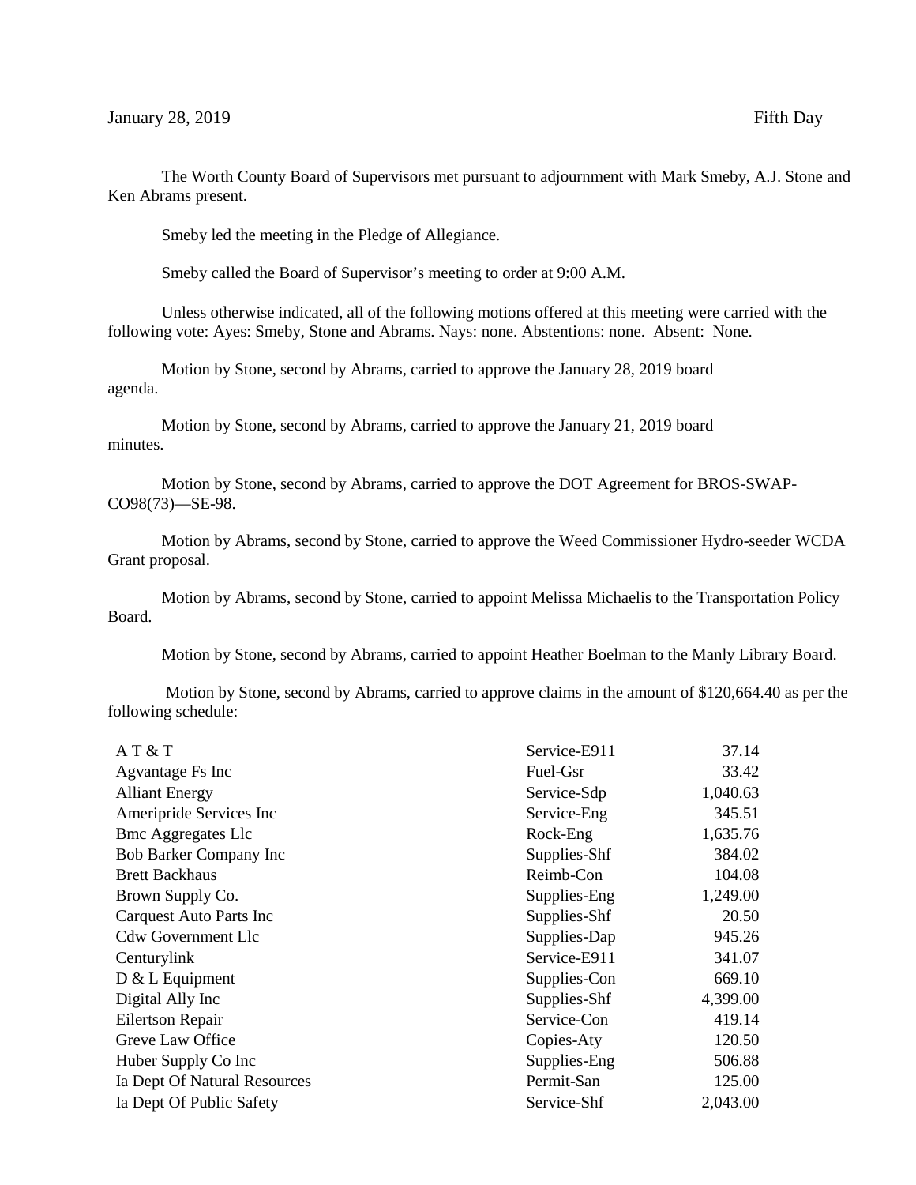January 28, 2019 Fifth Day

The Worth County Board of Supervisors met pursuant to adjournment with Mark Smeby, A.J. Stone and Ken Abrams present.

Smeby led the meeting in the Pledge of Allegiance.

Smeby called the Board of Supervisor's meeting to order at 9:00 A.M.

Unless otherwise indicated, all of the following motions offered at this meeting were carried with the following vote: Ayes: Smeby, Stone and Abrams. Nays: none. Abstentions: none. Absent: None.

Motion by Stone, second by Abrams, carried to approve the January 28, 2019 board agenda.

Motion by Stone, second by Abrams, carried to approve the January 21, 2019 board minutes.

Motion by Stone, second by Abrams, carried to approve the DOT Agreement for BROS-SWAP-CO98(73)—SE-98.

Motion by Abrams, second by Stone, carried to approve the Weed Commissioner Hydro-seeder WCDA Grant proposal.

Motion by Abrams, second by Stone, carried to appoint Melissa Michaelis to the Transportation Policy Board.

Motion by Stone, second by Abrams, carried to appoint Heather Boelman to the Manly Library Board.

Motion by Stone, second by Abrams, carried to approve claims in the amount of $120,664.40 as per the following schedule:

| | | |
|---|---|---:|
| A T & T | Service-E911 | 37.14 |
| Agvantage Fs Inc | Fuel-Gsr | 33.42 |
| Alliant Energy | Service-Sdp | 1,040.63 |
| Ameripride Services Inc | Service-Eng | 345.51 |
| Bmc Aggregates Llc | Rock-Eng | 1,635.76 |
| Bob Barker Company Inc | Supplies-Shf | 384.02 |
| Brett Backhaus | Reimb-Con | 104.08 |
| Brown Supply Co. | Supplies-Eng | 1,249.00 |
| Carquest Auto Parts Inc | Supplies-Shf | 20.50 |
| Cdw Government Llc | Supplies-Dap | 945.26 |
| Centurylink | Service-E911 | 341.07 |
| D & L Equipment | Supplies-Con | 669.10 |
| Digital Ally Inc | Supplies-Shf | 4,399.00 |
| Eilertson Repair | Service-Con | 419.14 |
| Greve Law Office | Copies-Aty | 120.50 |
| Huber Supply Co Inc | Supplies-Eng | 506.88 |
| Ia Dept Of Natural Resources | Permit-San | 125.00 |
| Ia Dept Of Public Safety | Service-Shf | 2,043.00 |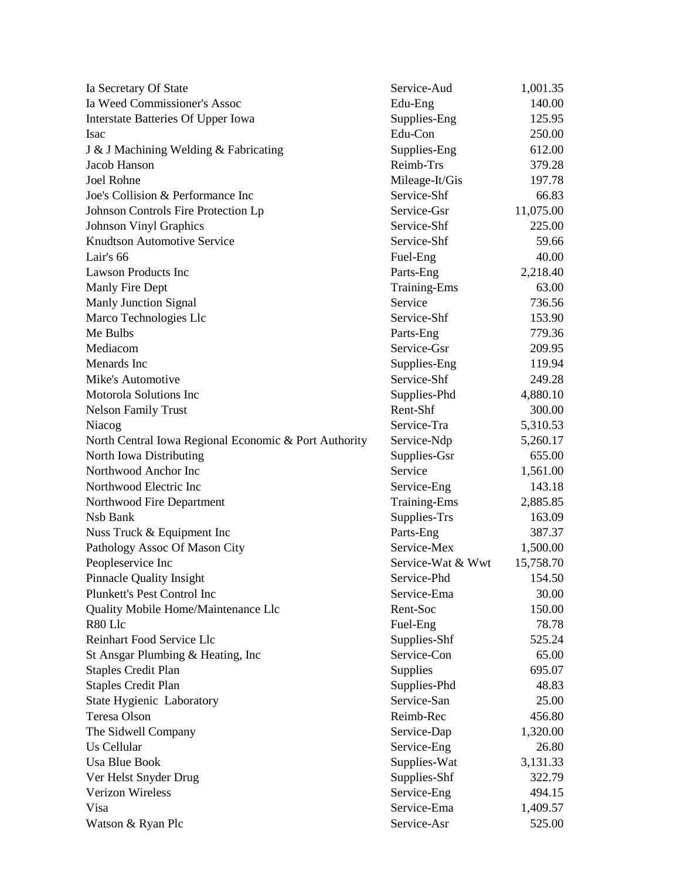| | | |
|---|---|---|
| Ia Secretary Of State | Service-Aud | 1,001.35 |
| Ia Weed Commissioner's Assoc | Edu-Eng | 140.00 |
| Interstate Batteries Of Upper Iowa | Supplies-Eng | 125.95 |
| Isac | Edu-Con | 250.00 |
| J & J Machining Welding & Fabricating | Supplies-Eng | 612.00 |
| Jacob Hanson | Reimb-Trs | 379.28 |
| Joel Rohne | Mileage-It/Gis | 197.78 |
| Joe's Collision & Performance Inc | Service-Shf | 66.83 |
| Johnson Controls Fire Protection Lp | Service-Gsr | 11,075.00 |
| Johnson Vinyl Graphics | Service-Shf | 225.00 |
| Knudtson Automotive Service | Service-Shf | 59.66 |
| Lair's 66 | Fuel-Eng | 40.00 |
| Lawson Products Inc | Parts-Eng | 2,218.40 |
| Manly Fire Dept | Training-Ems | 63.00 |
| Manly Junction Signal | Service | 736.56 |
| Marco Technologies Llc | Service-Shf | 153.90 |
| Me Bulbs | Parts-Eng | 779.36 |
| Mediacom | Service-Gsr | 209.95 |
| Menards Inc | Supplies-Eng | 119.94 |
| Mike's Automotive | Service-Shf | 249.28 |
| Motorola Solutions Inc | Supplies-Phd | 4,880.10 |
| Nelson Family Trust | Rent-Shf | 300.00 |
| Niacog | Service-Tra | 5,310.53 |
| North Central Iowa Regional Economic & Port Authority | Service-Ndp | 5,260.17 |
| North Iowa Distributing | Supplies-Gsr | 655.00 |
| Northwood Anchor Inc | Service | 1,561.00 |
| Northwood Electric Inc | Service-Eng | 143.18 |
| Northwood Fire Department | Training-Ems | 2,885.85 |
| Nsb Bank | Supplies-Trs | 163.09 |
| Nuss Truck & Equipment Inc | Parts-Eng | 387.37 |
| Pathology Assoc Of Mason City | Service-Mex | 1,500.00 |
| Peopleservice Inc | Service-Wat & Wwt | 15,758.70 |
| Pinnacle Quality Insight | Service-Phd | 154.50 |
| Plunkett's Pest Control Inc | Service-Ema | 30.00 |
| Quality Mobile Home/Maintenance Llc | Rent-Soc | 150.00 |
| R80 Llc | Fuel-Eng | 78.78 |
| Reinhart Food Service Llc | Supplies-Shf | 525.24 |
| St Ansgar Plumbing & Heating, Inc | Service-Con | 65.00 |
| Staples Credit Plan | Supplies | 695.07 |
| Staples Credit Plan | Supplies-Phd | 48.83 |
| State Hygienic Laboratory | Service-San | 25.00 |
| Teresa Olson | Reimb-Rec | 456.80 |
| The Sidwell Company | Service-Dap | 1,320.00 |
| Us Cellular | Service-Eng | 26.80 |
| Usa Blue Book | Supplies-Wat | 3,131.33 |
| Ver Helst Snyder Drug | Supplies-Shf | 322.79 |
| Verizon Wireless | Service-Eng | 494.15 |
| Visa | Service-Ema | 1,409.57 |
| Watson & Ryan Plc | Service-Asr | 525.00 |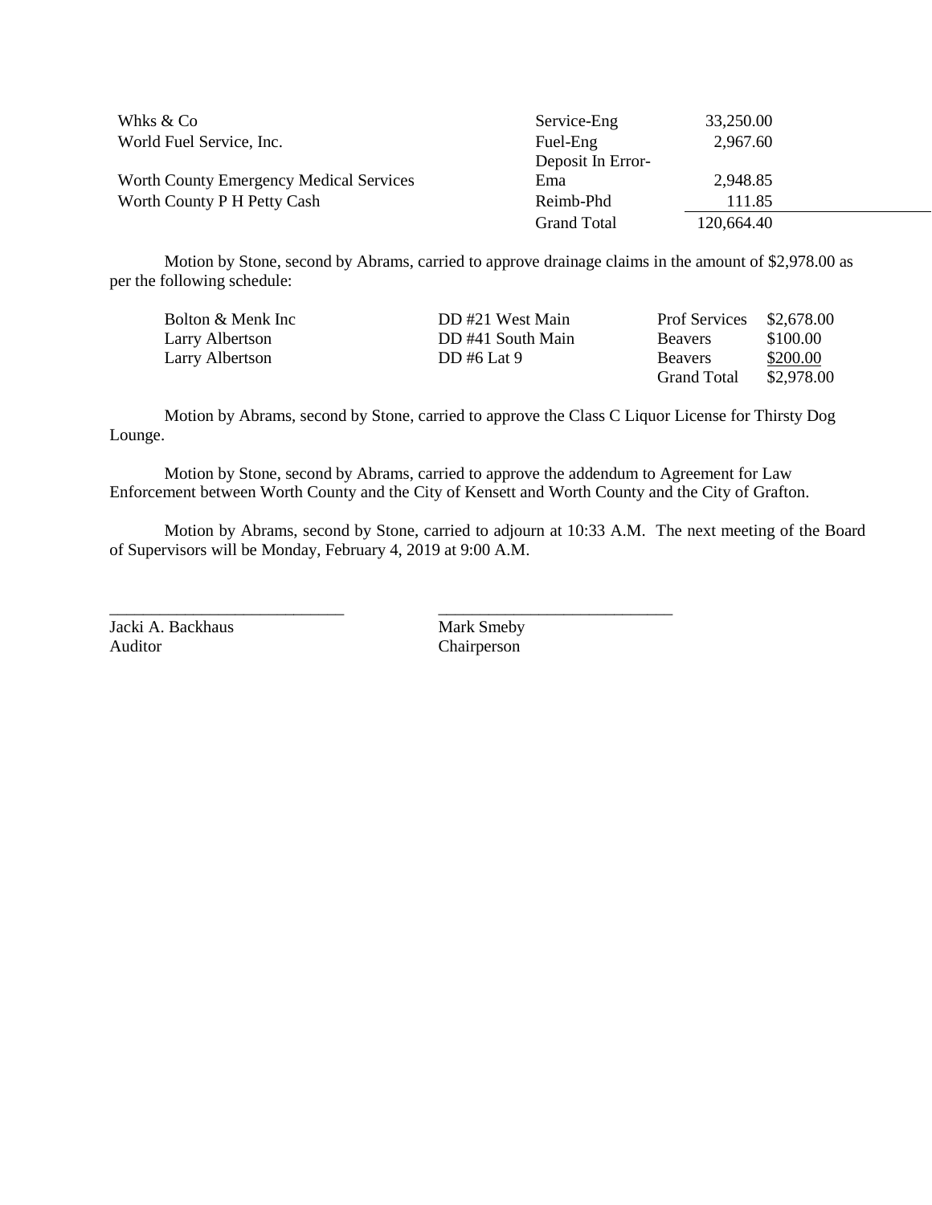| | | |
|---|---|---|
| Whks & Co | Service-Eng | 33,250.00 |
| World Fuel Service, Inc. | Fuel-Eng | 2,967.60 |
| Worth County Emergency Medical Services | Deposit In Error-Ema | 2,948.85 |
| Worth County P H Petty Cash | Reimb-Phd | 111.85 |
| | Grand Total | 120,664.40 |

Motion by Stone, second by Abrams, carried to approve drainage claims in the amount of $2,978.00 as per the following schedule:

| | | | |
|---|---|---|---|
| Bolton & Menk Inc | DD #21 West Main | Prof Services | $2,678.00 |
| Larry Albertson | DD #41 South Main | Beavers | $100.00 |
| Larry Albertson | DD #6 Lat 9 | Beavers | $200.00 |
| | | Grand Total | $2,978.00 |

Motion by Abrams, second by Stone, carried to approve the Class C Liquor License for Thirsty Dog Lounge.

Motion by Stone, second by Abrams, carried to approve the addendum to Agreement for Law Enforcement between Worth County and the City of Kensett and Worth County and the City of Grafton.

Motion by Abrams, second by Stone, carried to adjourn at 10:33 A.M. The next meeting of the Board of Supervisors will be Monday, February 4, 2019 at 9:00 A.M.

\_\_\_\_\_\_\_\_\_\_\_\_\_\_\_\_\_\_\_\_\_\_\_\_\_\_\_\_\_
Jacki A. Backhaus
Auditor

\_\_\_\_\_\_\_\_\_\_\_\_\_\_\_\_\_\_\_\_\_\_\_\_\_\_\_\_\_
Mark Smeby
Chairperson